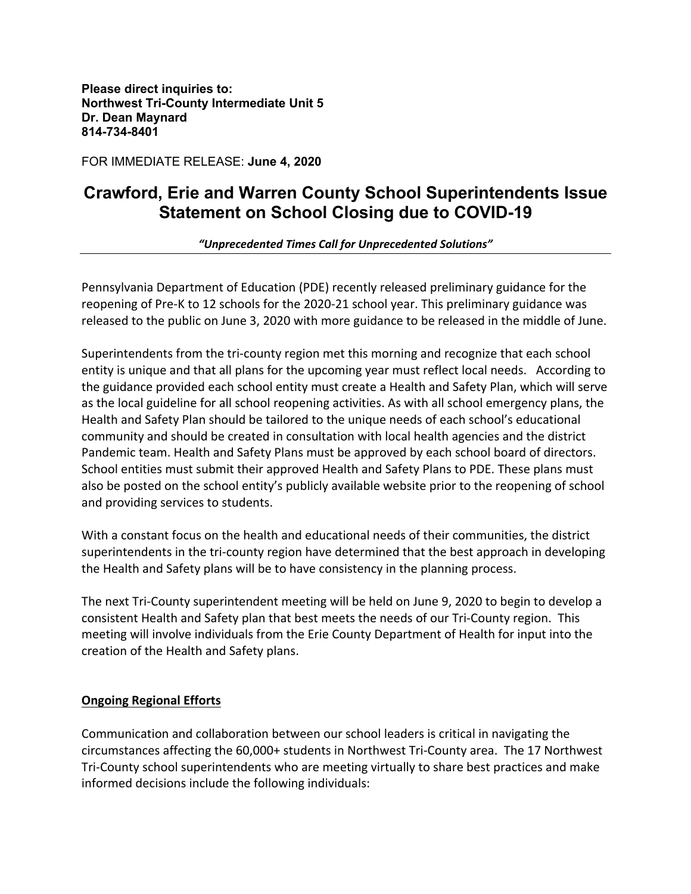**Please direct inquiries to:**
**Northwest Tri-County Intermediate Unit 5**
**Dr. Dean Maynard**
**814-734-8401**

FOR IMMEDIATE RELEASE: **June 4, 2020**

# Crawford, Erie and Warren County School Superintendents Issue Statement on School Closing due to COVID-19

***"Unprecedented Times Call for Unprecedented Solutions"***

---

Pennsylvania Department of Education (PDE) recently released preliminary guidance for the reopening of Pre-K to 12 schools for the 2020-21 school year. This preliminary guidance was released to the public on June 3, 2020 with more guidance to be released in the middle of June.

Superintendents from the tri-county region met this morning and recognize that each school entity is unique and that all plans for the upcoming year must reflect local needs. According to the guidance provided each school entity must create a Health and Safety Plan, which will serve as the local guideline for all school reopening activities. As with all school emergency plans, the Health and Safety Plan should be tailored to the unique needs of each school's educational community and should be created in consultation with local health agencies and the district Pandemic team. Health and Safety Plans must be approved by each school board of directors. School entities must submit their approved Health and Safety Plans to PDE. These plans must also be posted on the school entity's publicly available website prior to the reopening of school and providing services to students.

With a constant focus on the health and educational needs of their communities, the district superintendents in the tri-county region have determined that the best approach in developing the Health and Safety plans will be to have consistency in the planning process.

The next Tri-County superintendent meeting will be held on June 9, 2020 to begin to develop a consistent Health and Safety plan that best meets the needs of our Tri-County region. This meeting will involve individuals from the Erie County Department of Health for input into the creation of the Health and Safety plans.

## Ongoing Regional Efforts

Communication and collaboration between our school leaders is critical in navigating the circumstances affecting the 60,000+ students in Northwest Tri-County area. The 17 Northwest Tri-County school superintendents who are meeting virtually to share best practices and make informed decisions include the following individuals: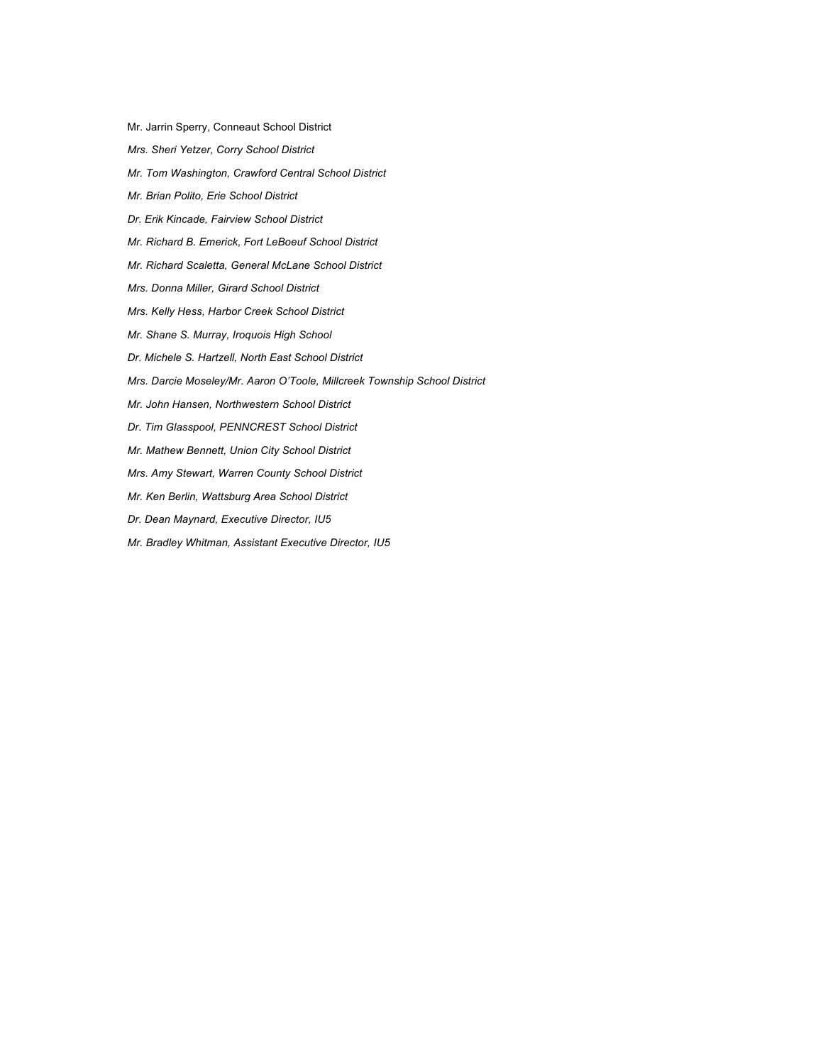Mr. Jarrin Sperry, Conneaut School District

*Mrs. Sheri Yetzer, Corry School District*

*Mr. Tom Washington, Crawford Central School District*

*Mr. Brian Polito, Erie School District*

*Dr. Erik Kincade, Fairview School District*

*Mr. Richard B. Emerick, Fort LeBoeuf School District*

*Mr. Richard Scaletta, General McLane School District*

*Mrs. Donna Miller, Girard School District*

*Mrs. Kelly Hess, Harbor Creek School District*

*Mr. Shane S. Murray, Iroquois High School*

*Dr. Michele S. Hartzell, North East School District*

*Mrs. Darcie Moseley/Mr. Aaron O'Toole, Millcreek Township School District*

*Mr. John Hansen, Northwestern School District*

*Dr. Tim Glasspool, PENNCREST School District*

*Mr. Mathew Bennett, Union City School District*

*Mrs. Amy Stewart, Warren County School District*

*Mr. Ken Berlin, Wattsburg Area School District*

*Dr. Dean Maynard, Executive Director, IU5*

*Mr. Bradley Whitman, Assistant Executive Director, IU5*